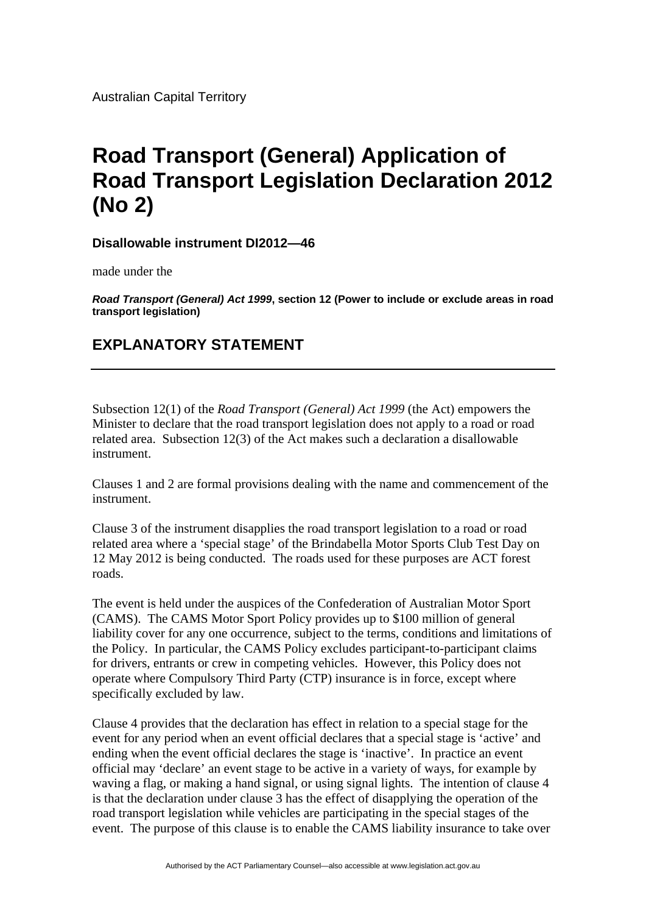Australian Capital Territory

# Road Transport (General) Application of Road Transport Legislation Declaration 2012 (No 2)

**Disallowable instrument DI2012—46**

made under the

***Road Transport (General) Act 1999*, section 12 (Power to include or exclude areas in road transport legislation)**

## EXPLANATORY STATEMENT

---

Subsection 12(1) of the *Road Transport (General) Act 1999* (the Act) empowers the Minister to declare that the road transport legislation does not apply to a road or road related area. Subsection 12(3) of the Act makes such a declaration a disallowable instrument.

Clauses 1 and 2 are formal provisions dealing with the name and commencement of the instrument.

Clause 3 of the instrument disapplies the road transport legislation to a road or road related area where a 'special stage' of the Brindabella Motor Sports Club Test Day on 12 May 2012 is being conducted. The roads used for these purposes are ACT forest roads.

The event is held under the auspices of the Confederation of Australian Motor Sport (CAMS). The CAMS Motor Sport Policy provides up to $100 million of general liability cover for any one occurrence, subject to the terms, conditions and limitations of the Policy. In particular, the CAMS Policy excludes participant-to-participant claims for drivers, entrants or crew in competing vehicles. However, this Policy does not operate where Compulsory Third Party (CTP) insurance is in force, except where specifically excluded by law.

Clause 4 provides that the declaration has effect in relation to a special stage for the event for any period when an event official declares that a special stage is 'active' and ending when the event official declares the stage is 'inactive'. In practice an event official may 'declare' an event stage to be active in a variety of ways, for example by waving a flag, or making a hand signal, or using signal lights. The intention of clause 4 is that the declaration under clause 3 has the effect of disapplying the operation of the road transport legislation while vehicles are participating in the special stages of the event. The purpose of this clause is to enable the CAMS liability insurance to take over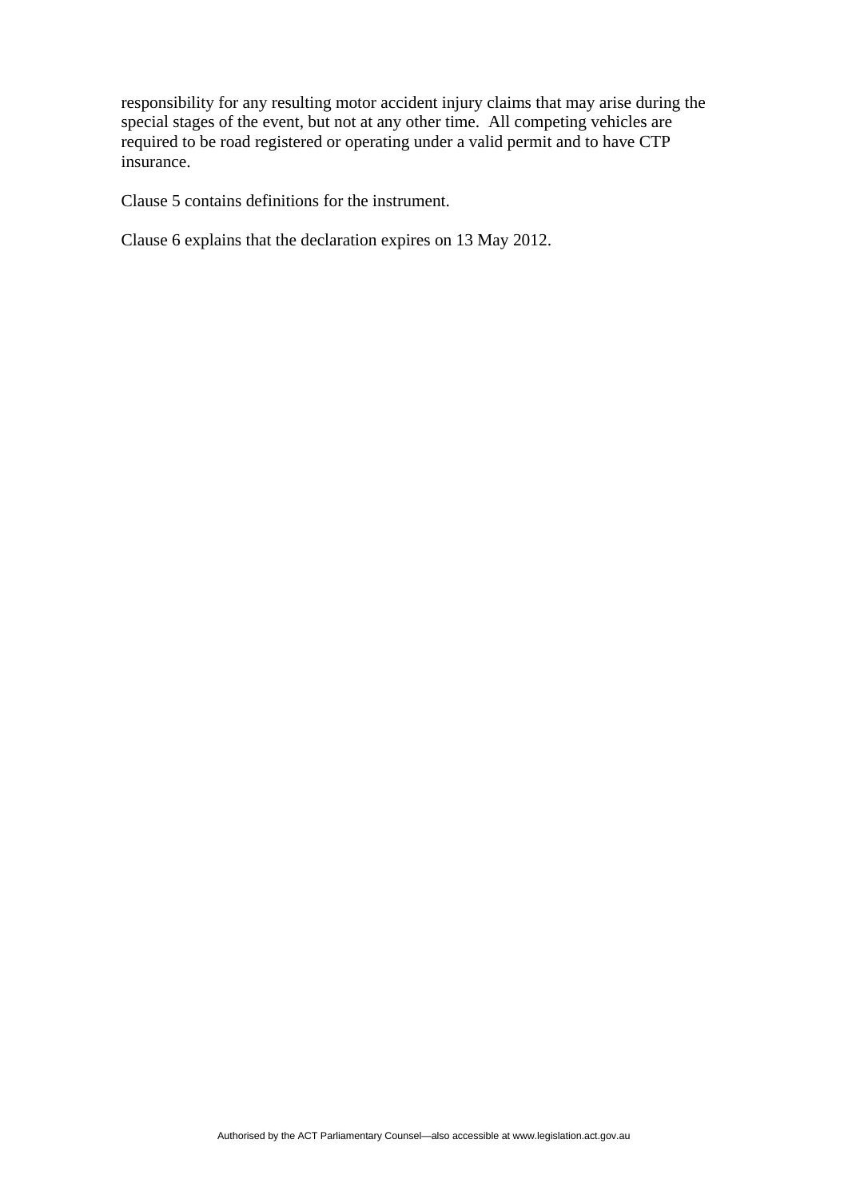responsibility for any resulting motor accident injury claims that may arise during the special stages of the event, but not at any other time. All competing vehicles are required to be road registered or operating under a valid permit and to have CTP insurance.

Clause 5 contains definitions for the instrument.

Clause 6 explains that the declaration expires on 13 May 2012.